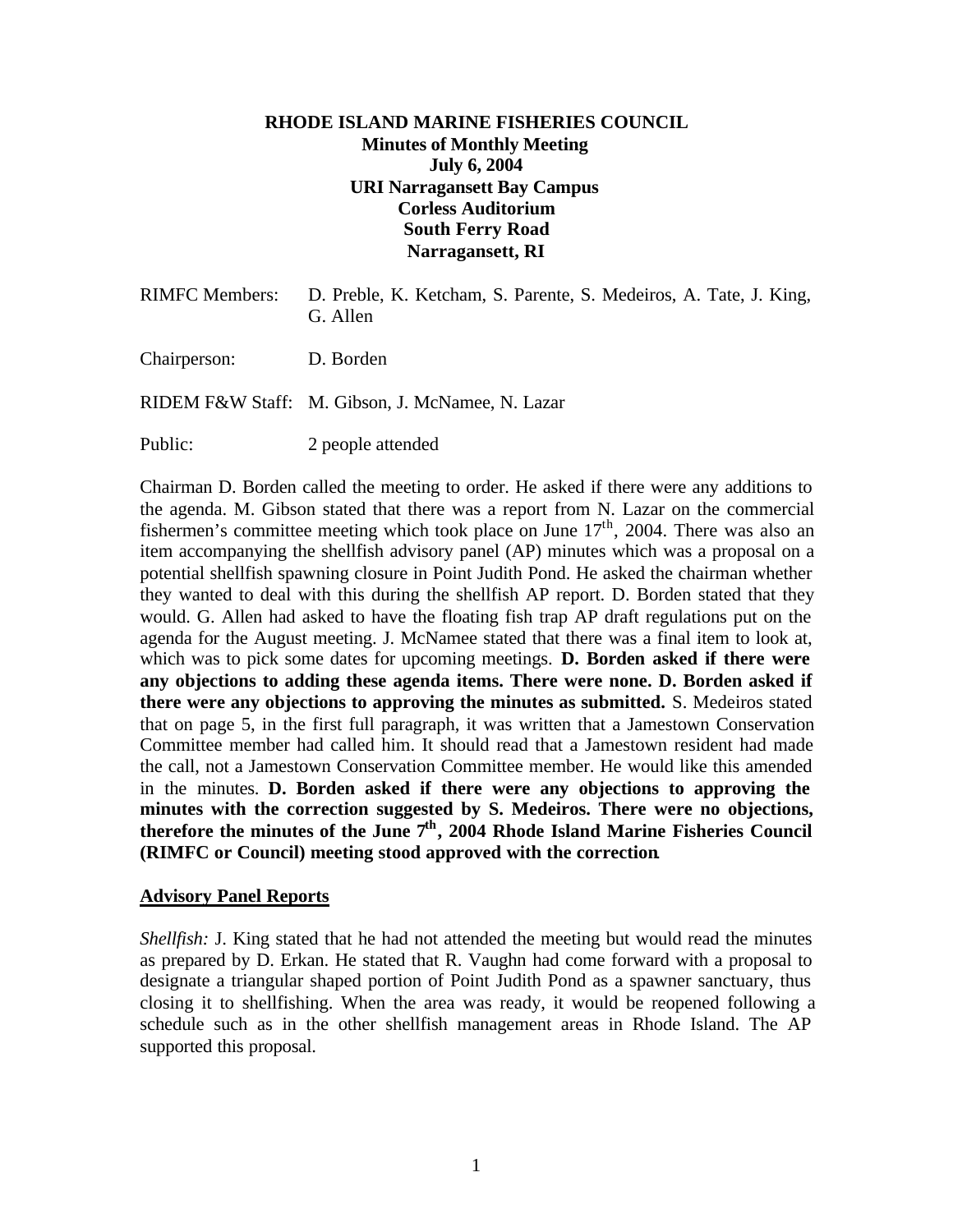**RHODE ISLAND MARINE FISHERIES COUNCIL**
**Minutes of Monthly Meeting**
**July 6, 2004**
**URI Narragansett Bay Campus**
**Corless Auditorium**
**South Ferry Road**
**Narragansett, RI**

RIMFC Members: D. Preble, K. Ketcham, S. Parente, S. Medeiros, A. Tate, J. King, G. Allen

Chairperson: D. Borden

RIDEM F&W Staff: M. Gibson, J. McNamee, N. Lazar

Public: 2 people attended

Chairman D. Borden called the meeting to order. He asked if there were any additions to the agenda. M. Gibson stated that there was a report from N. Lazar on the commercial fishermen's committee meeting which took place on June 17th, 2004. There was also an item accompanying the shellfish advisory panel (AP) minutes which was a proposal on a potential shellfish spawning closure in Point Judith Pond. He asked the chairman whether they wanted to deal with this during the shellfish AP report. D. Borden stated that they would. G. Allen had asked to have the floating fish trap AP draft regulations put on the agenda for the August meeting. J. McNamee stated that there was a final item to look at, which was to pick some dates for upcoming meetings. **D. Borden asked if there were any objections to adding these agenda items. There were none. D. Borden asked if there were any objections to approving the minutes as submitted.** S. Medeiros stated that on page 5, in the first full paragraph, it was written that a Jamestown Conservation Committee member had called him. It should read that a Jamestown resident had made the call, not a Jamestown Conservation Committee member. He would like this amended in the minutes. **D. Borden asked if there were any objections to approving the minutes with the correction suggested by S. Medeiros. There were no objections, therefore the minutes of the June 7th, 2004 Rhode Island Marine Fisheries Council (RIMFC or Council) meeting stood approved with the correction.**

## Advisory Panel Reports

*Shellfish:* J. King stated that he had not attended the meeting but would read the minutes as prepared by D. Erkan. He stated that R. Vaughn had come forward with a proposal to designate a triangular shaped portion of Point Judith Pond as a spawner sanctuary, thus closing it to shellfishing. When the area was ready, it would be reopened following a schedule such as in the other shellfish management areas in Rhode Island. The AP supported this proposal.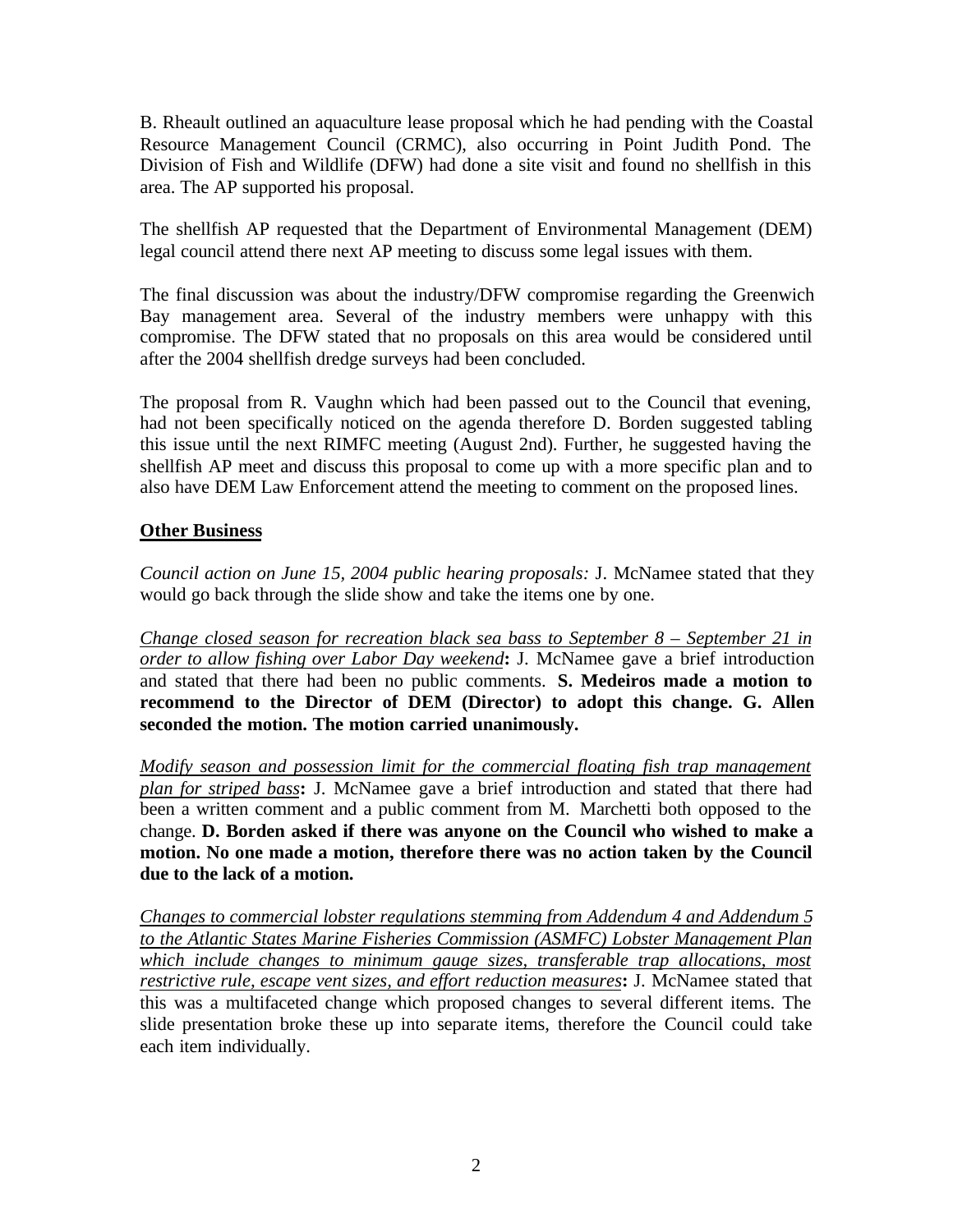B. Rheault outlined an aquaculture lease proposal which he had pending with the Coastal Resource Management Council (CRMC), also occurring in Point Judith Pond. The Division of Fish and Wildlife (DFW) had done a site visit and found no shellfish in this area. The AP supported his proposal.

The shellfish AP requested that the Department of Environmental Management (DEM) legal council attend there next AP meeting to discuss some legal issues with them.

The final discussion was about the industry/DFW compromise regarding the Greenwich Bay management area. Several of the industry members were unhappy with this compromise. The DFW stated that no proposals on this area would be considered until after the 2004 shellfish dredge surveys had been concluded.

The proposal from R. Vaughn which had been passed out to the Council that evening, had not been specifically noticed on the agenda therefore D. Borden suggested tabling this issue until the next RIMFC meeting (August 2nd). Further, he suggested having the shellfish AP meet and discuss this proposal to come up with a more specific plan and to also have DEM Law Enforcement attend the meeting to comment on the proposed lines.

## Other Business

*Council action on June 15, 2004 public hearing proposals:* J. McNamee stated that they would go back through the slide show and take the items one by one.

*Change closed season for recreation black sea bass to September 8 – September 21 in order to allow fishing over Labor Day weekend*: J. McNamee gave a brief introduction and stated that there had been no public comments. **S. Medeiros made a motion to recommend to the Director of DEM (Director) to adopt this change. G. Allen seconded the motion. The motion carried unanimously.**

*Modify season and possession limit for the commercial floating fish trap management plan for striped bass*: J. McNamee gave a brief introduction and stated that there had been a written comment and a public comment from M. Marchetti both opposed to the change. **D. Borden asked if there was anyone on the Council who wished to make a motion. No one made a motion, therefore there was no action taken by the Council due to the lack of a motion.**

*Changes to commercial lobster regulations stemming from Addendum 4 and Addendum 5 to the Atlantic States Marine Fisheries Commission (ASMFC) Lobster Management Plan which include changes to minimum gauge sizes, transferable trap allocations, most restrictive rule, escape vent sizes, and effort reduction measures*: J. McNamee stated that this was a multifaceted change which proposed changes to several different items. The slide presentation broke these up into separate items, therefore the Council could take each item individually.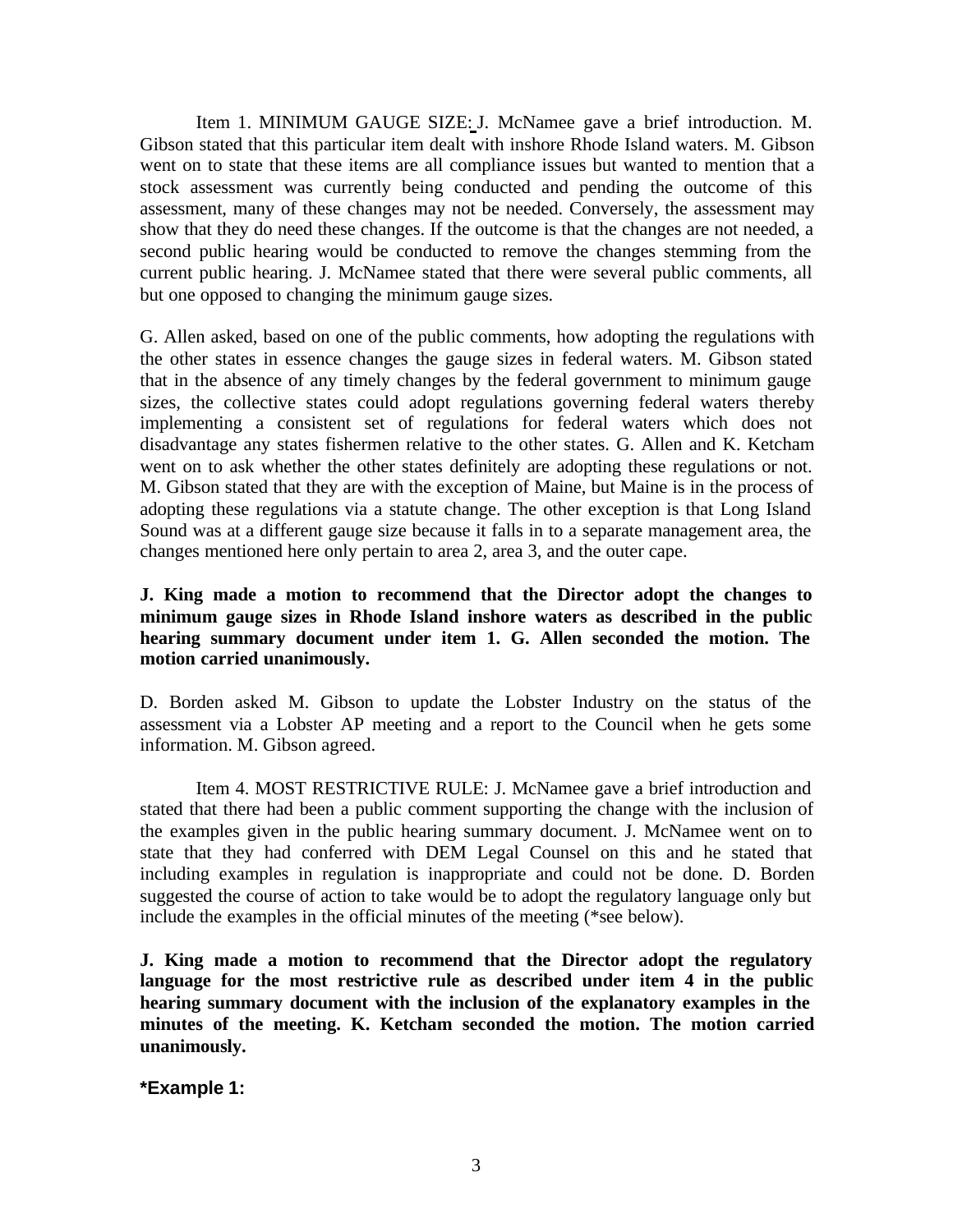Item 1. MINIMUM GAUGE SIZE: J. McNamee gave a brief introduction. M. Gibson stated that this particular item dealt with inshore Rhode Island waters. M. Gibson went on to state that these items are all compliance issues but wanted to mention that a stock assessment was currently being conducted and pending the outcome of this assessment, many of these changes may not be needed. Conversely, the assessment may show that they do need these changes. If the outcome is that the changes are not needed, a second public hearing would be conducted to remove the changes stemming from the current public hearing. J. McNamee stated that there were several public comments, all but one opposed to changing the minimum gauge sizes.

G. Allen asked, based on one of the public comments, how adopting the regulations with the other states in essence changes the gauge sizes in federal waters. M. Gibson stated that in the absence of any timely changes by the federal government to minimum gauge sizes, the collective states could adopt regulations governing federal waters thereby implementing a consistent set of regulations for federal waters which does not disadvantage any states fishermen relative to the other states. G. Allen and K. Ketcham went on to ask whether the other states definitely are adopting these regulations or not. M. Gibson stated that they are with the exception of Maine, but Maine is in the process of adopting these regulations via a statute change. The other exception is that Long Island Sound was at a different gauge size because it falls in to a separate management area, the changes mentioned here only pertain to area 2, area 3, and the outer cape.

**J. King made a motion to recommend that the Director adopt the changes to minimum gauge sizes in Rhode Island inshore waters as described in the public hearing summary document under item 1. G. Allen seconded the motion. The motion carried unanimously.**

D. Borden asked M. Gibson to update the Lobster Industry on the status of the assessment via a Lobster AP meeting and a report to the Council when he gets some information. M. Gibson agreed.

Item 4. MOST RESTRICTIVE RULE: J. McNamee gave a brief introduction and stated that there had been a public comment supporting the change with the inclusion of the examples given in the public hearing summary document. J. McNamee went on to state that they had conferred with DEM Legal Counsel on this and he stated that including examples in regulation is inappropriate and could not be done. D. Borden suggested the course of action to take would be to adopt the regulatory language only but include the examples in the official minutes of the meeting (*see below).

**J. King made a motion to recommend that the Director adopt the regulatory language for the most restrictive rule as described under item 4 in the public hearing summary document with the inclusion of the explanatory examples in the minutes of the meeting. K. Ketcham seconded the motion. The motion carried unanimously.**

**\*Example 1:**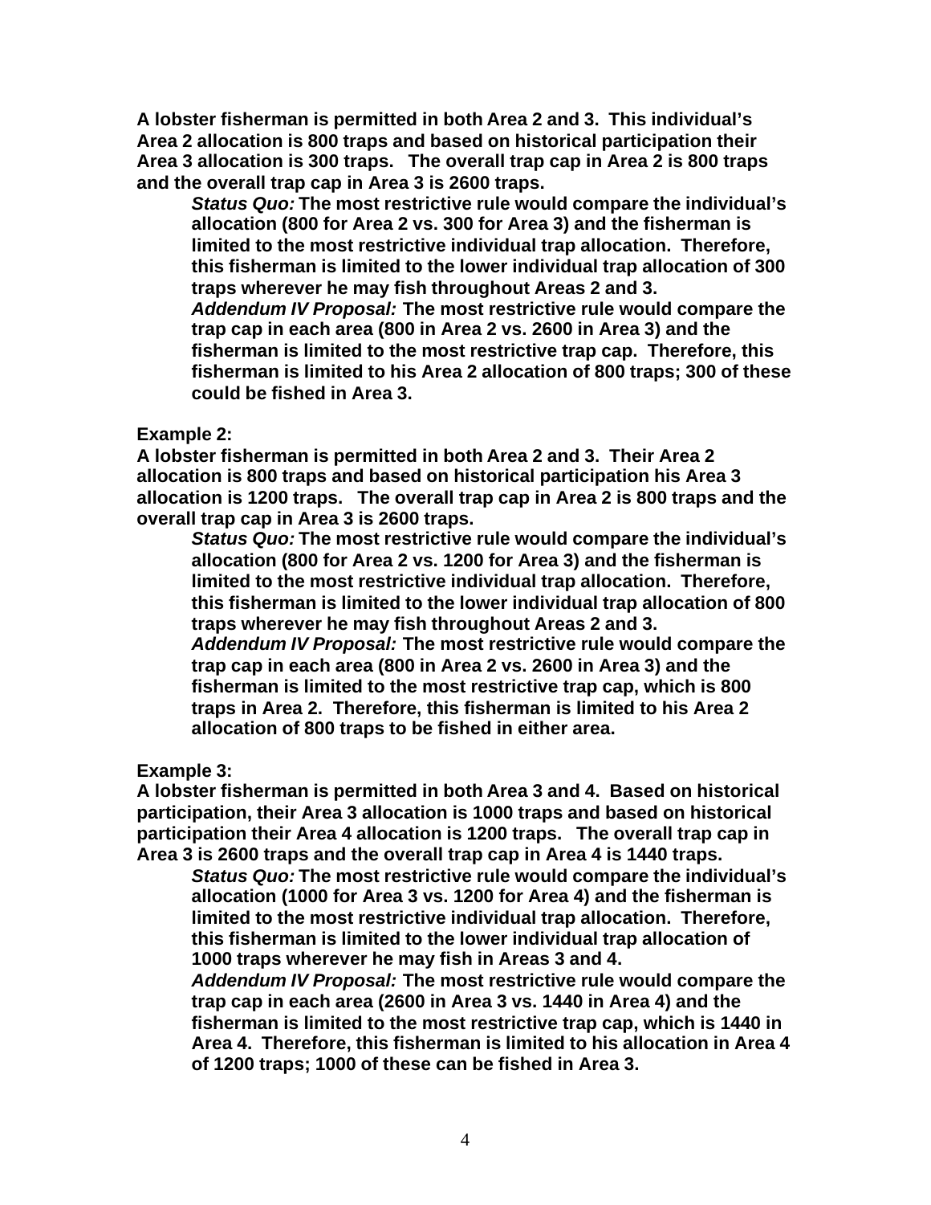**A lobster fisherman is permitted in both Area 2 and 3. This individual's Area 2 allocation is 800 traps and based on historical participation their Area 3 allocation is 300 traps. The overall trap cap in Area 2 is 800 traps and the overall trap cap in Area 3 is 2600 traps.**

> ***Status Quo:*** **The most restrictive rule would compare the individual's allocation (800 for Area 2 vs. 300 for Area 3) and the fisherman is limited to the most restrictive individual trap allocation. Therefore, this fisherman is limited to the lower individual trap allocation of 300 traps wherever he may fish throughout Areas 2 and 3.**
>
> ***Addendum IV Proposal:*** **The most restrictive rule would compare the trap cap in each area (800 in Area 2 vs. 2600 in Area 3) and the fisherman is limited to the most restrictive trap cap. Therefore, this fisherman is limited to his Area 2 allocation of 800 traps; 300 of these could be fished in Area 3.**

**Example 2:**

**A lobster fisherman is permitted in both Area 2 and 3. Their Area 2 allocation is 800 traps and based on historical participation his Area 3 allocation is 1200 traps. The overall trap cap in Area 2 is 800 traps and the overall trap cap in Area 3 is 2600 traps.**

> ***Status Quo:*** **The most restrictive rule would compare the individual's allocation (800 for Area 2 vs. 1200 for Area 3) and the fisherman is limited to the most restrictive individual trap allocation. Therefore, this fisherman is limited to the lower individual trap allocation of 800 traps wherever he may fish throughout Areas 2 and 3.**
>
> ***Addendum IV Proposal:*** **The most restrictive rule would compare the trap cap in each area (800 in Area 2 vs. 2600 in Area 3) and the fisherman is limited to the most restrictive trap cap, which is 800 traps in Area 2. Therefore, this fisherman is limited to his Area 2 allocation of 800 traps to be fished in either area.**

**Example 3:**

**A lobster fisherman is permitted in both Area 3 and 4. Based on historical participation, their Area 3 allocation is 1000 traps and based on historical participation their Area 4 allocation is 1200 traps. The overall trap cap in Area 3 is 2600 traps and the overall trap cap in Area 4 is 1440 traps.**

> ***Status Quo:*** **The most restrictive rule would compare the individual's allocation (1000 for Area 3 vs. 1200 for Area 4) and the fisherman is limited to the most restrictive individual trap allocation. Therefore, this fisherman is limited to the lower individual trap allocation of 1000 traps wherever he may fish in Areas 3 and 4.**
>
> ***Addendum IV Proposal:*** **The most restrictive rule would compare the trap cap in each area (2600 in Area 3 vs. 1440 in Area 4) and the fisherman is limited to the most restrictive trap cap, which is 1440 in Area 4. Therefore, this fisherman is limited to his allocation in Area 4 of 1200 traps; 1000 of these can be fished in Area 3.**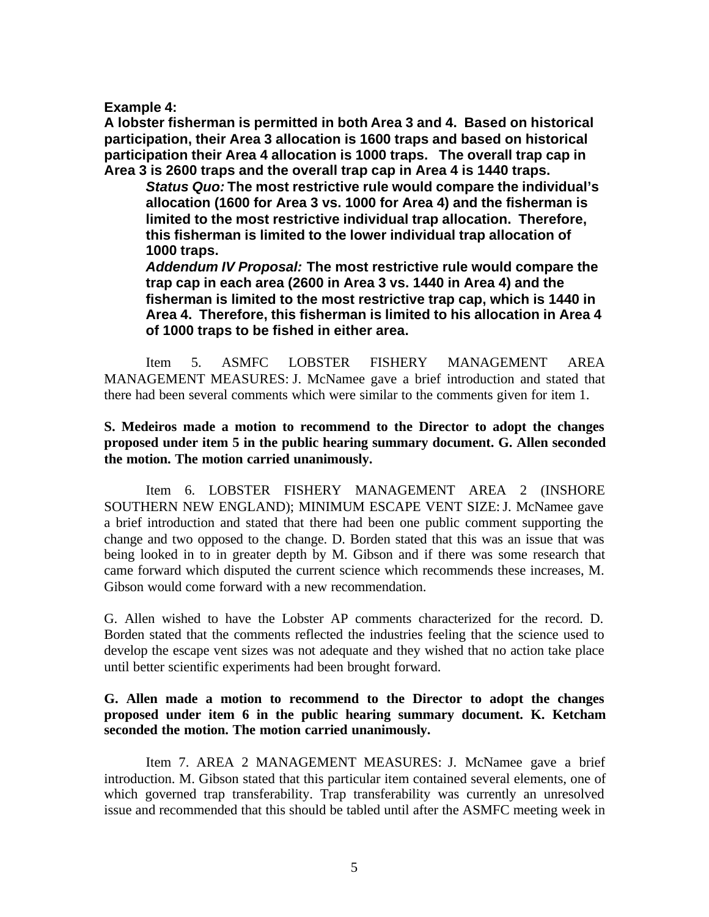**Example 4:**
**A lobster fisherman is permitted in both Area 3 and 4. Based on historical participation, their Area 3 allocation is 1600 traps and based on historical participation their Area 4 allocation is 1000 traps. The overall trap cap in Area 3 is 2600 traps and the overall trap cap in Area 4 is 1440 traps.**

> ***Status Quo:*** **The most restrictive rule would compare the individual's allocation (1600 for Area 3 vs. 1000 for Area 4) and the fisherman is limited to the most restrictive individual trap allocation. Therefore, this fisherman is limited to the lower individual trap allocation of 1000 traps.**
>
> ***Addendum IV Proposal:*** **The most restrictive rule would compare the trap cap in each area (2600 in Area 3 vs. 1440 in Area 4) and the fisherman is limited to the most restrictive trap cap, which is 1440 in Area 4. Therefore, this fisherman is limited to his allocation in Area 4 of 1000 traps to be fished in either area.**

Item 5. ASMFC LOBSTER FISHERY MANAGEMENT AREA MANAGEMENT MEASURES: J. McNamee gave a brief introduction and stated that there had been several comments which were similar to the comments given for item 1.

**S. Medeiros made a motion to recommend to the Director to adopt the changes proposed under item 5 in the public hearing summary document. G. Allen seconded the motion. The motion carried unanimously.**

Item 6. LOBSTER FISHERY MANAGEMENT AREA 2 (INSHORE SOUTHERN NEW ENGLAND); MINIMUM ESCAPE VENT SIZE: J. McNamee gave a brief introduction and stated that there had been one public comment supporting the change and two opposed to the change. D. Borden stated that this was an issue that was being looked in to in greater depth by M. Gibson and if there was some research that came forward which disputed the current science which recommends these increases, M. Gibson would come forward with a new recommendation.

G. Allen wished to have the Lobster AP comments characterized for the record. D. Borden stated that the comments reflected the industries feeling that the science used to develop the escape vent sizes was not adequate and they wished that no action take place until better scientific experiments had been brought forward.

**G. Allen made a motion to recommend to the Director to adopt the changes proposed under item 6 in the public hearing summary document. K. Ketcham seconded the motion. The motion carried unanimously.**

Item 7. AREA 2 MANAGEMENT MEASURES: J. McNamee gave a brief introduction. M. Gibson stated that this particular item contained several elements, one of which governed trap transferability. Trap transferability was currently an unresolved issue and recommended that this should be tabled until after the ASMFC meeting week in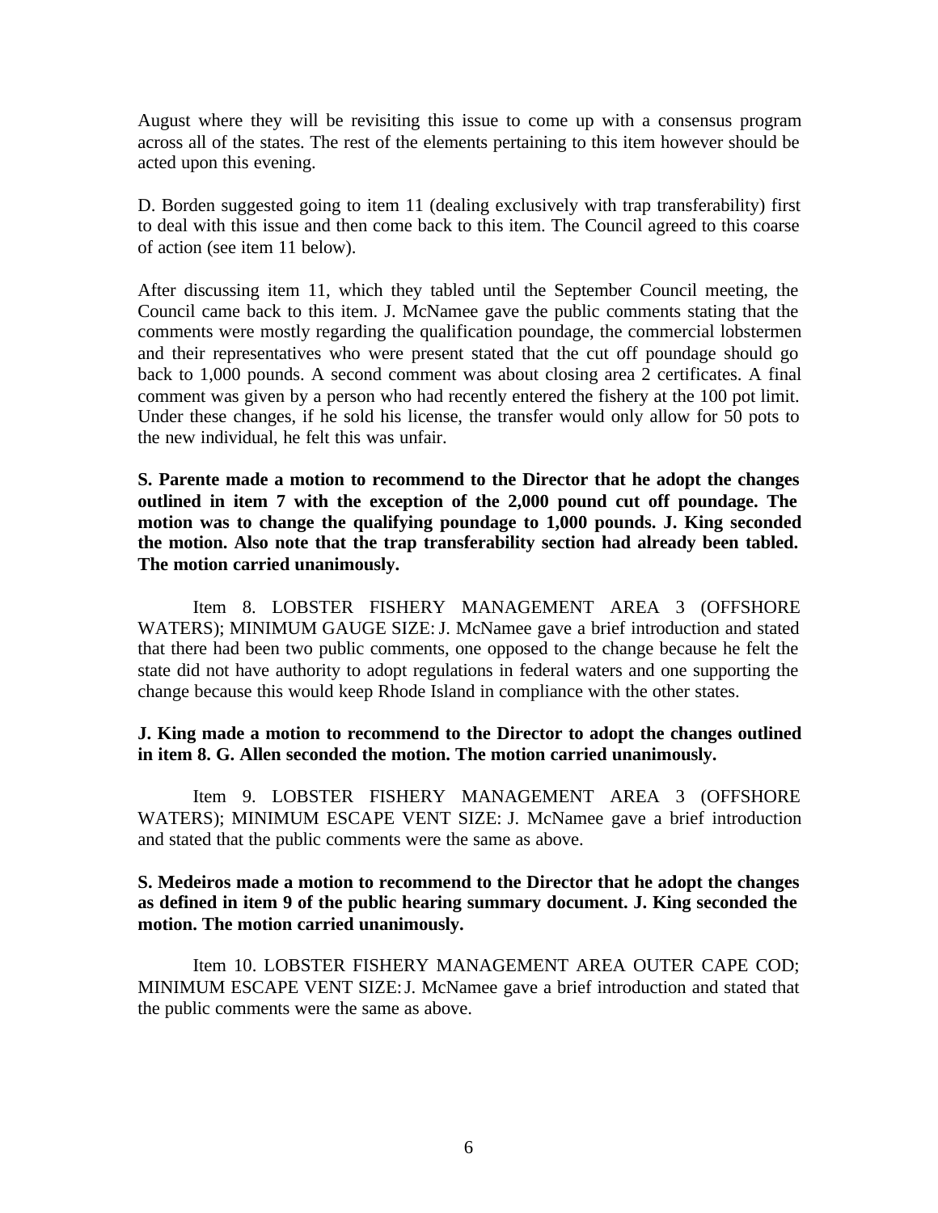August where they will be revisiting this issue to come up with a consensus program across all of the states. The rest of the elements pertaining to this item however should be acted upon this evening.

D. Borden suggested going to item 11 (dealing exclusively with trap transferability) first to deal with this issue and then come back to this item. The Council agreed to this coarse of action (see item 11 below).

After discussing item 11, which they tabled until the September Council meeting, the Council came back to this item. J. McNamee gave the public comments stating that the comments were mostly regarding the qualification poundage, the commercial lobstermen and their representatives who were present stated that the cut off poundage should go back to 1,000 pounds. A second comment was about closing area 2 certificates. A final comment was given by a person who had recently entered the fishery at the 100 pot limit. Under these changes, if he sold his license, the transfer would only allow for 50 pots to the new individual, he felt this was unfair.

**S. Parente made a motion to recommend to the Director that he adopt the changes outlined in item 7 with the exception of the 2,000 pound cut off poundage. The motion was to change the qualifying poundage to 1,000 pounds. J. King seconded the motion. Also note that the trap transferability section had already been tabled. The motion carried unanimously.**

Item 8. LOBSTER FISHERY MANAGEMENT AREA 3 (OFFSHORE WATERS); MINIMUM GAUGE SIZE: J. McNamee gave a brief introduction and stated that there had been two public comments, one opposed to the change because he felt the state did not have authority to adopt regulations in federal waters and one supporting the change because this would keep Rhode Island in compliance with the other states.

**J. King made a motion to recommend to the Director to adopt the changes outlined in item 8. G. Allen seconded the motion. The motion carried unanimously.**

Item 9. LOBSTER FISHERY MANAGEMENT AREA 3 (OFFSHORE WATERS); MINIMUM ESCAPE VENT SIZE: J. McNamee gave a brief introduction and stated that the public comments were the same as above.

**S. Medeiros made a motion to recommend to the Director that he adopt the changes as defined in item 9 of the public hearing summary document. J. King seconded the motion. The motion carried unanimously.**

Item 10. LOBSTER FISHERY MANAGEMENT AREA OUTER CAPE COD; MINIMUM ESCAPE VENT SIZE: J. McNamee gave a brief introduction and stated that the public comments were the same as above.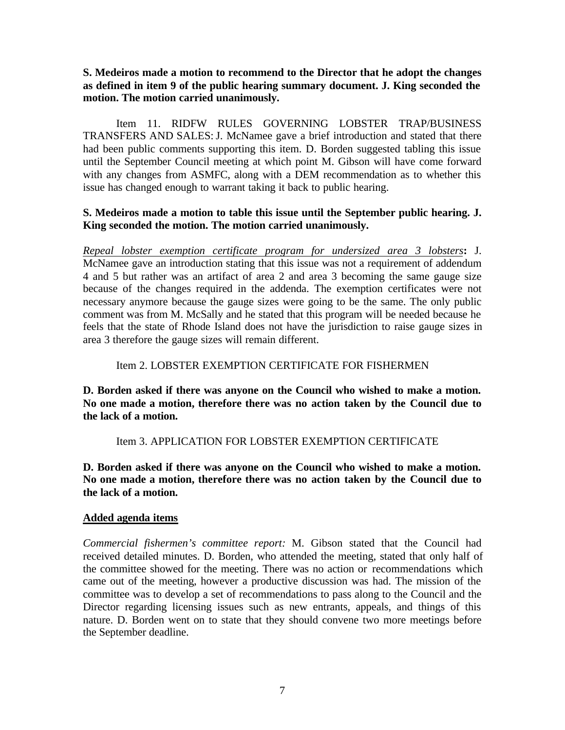**S. Medeiros made a motion to recommend to the Director that he adopt the changes as defined in item 9 of the public hearing summary document. J. King seconded the motion. The motion carried unanimously.**

Item 11. RIDFW RULES GOVERNING LOBSTER TRAP/BUSINESS TRANSFERS AND SALES: J. McNamee gave a brief introduction and stated that there had been public comments supporting this item. D. Borden suggested tabling this issue until the September Council meeting at which point M. Gibson will have come forward with any changes from ASMFC, along with a DEM recommendation as to whether this issue has changed enough to warrant taking it back to public hearing.

**S. Medeiros made a motion to table this issue until the September public hearing. J. King seconded the motion. The motion carried unanimously.**

*Repeal lobster exemption certificate program for undersized area 3 lobsters*: J. McNamee gave an introduction stating that this issue was not a requirement of addendum 4 and 5 but rather was an artifact of area 2 and area 3 becoming the same gauge size because of the changes required in the addenda. The exemption certificates were not necessary anymore because the gauge sizes were going to be the same. The only public comment was from M. McSally and he stated that this program will be needed because he feels that the state of Rhode Island does not have the jurisdiction to raise gauge sizes in area 3 therefore the gauge sizes will remain different.

Item 2. LOBSTER EXEMPTION CERTIFICATE FOR FISHERMEN

**D. Borden asked if there was anyone on the Council who wished to make a motion. No one made a motion, therefore there was no action taken by the Council due to the lack of a motion.**

Item 3. APPLICATION FOR LOBSTER EXEMPTION CERTIFICATE

**D. Borden asked if there was anyone on the Council who wished to make a motion. No one made a motion, therefore there was no action taken by the Council due to the lack of a motion.**

**Added agenda items**

*Commercial fishermen's committee report:* M. Gibson stated that the Council had received detailed minutes. D. Borden, who attended the meeting, stated that only half of the committee showed for the meeting. There was no action or recommendations which came out of the meeting, however a productive discussion was had. The mission of the committee was to develop a set of recommendations to pass along to the Council and the Director regarding licensing issues such as new entrants, appeals, and things of this nature. D. Borden went on to state that they should convene two more meetings before the September deadline.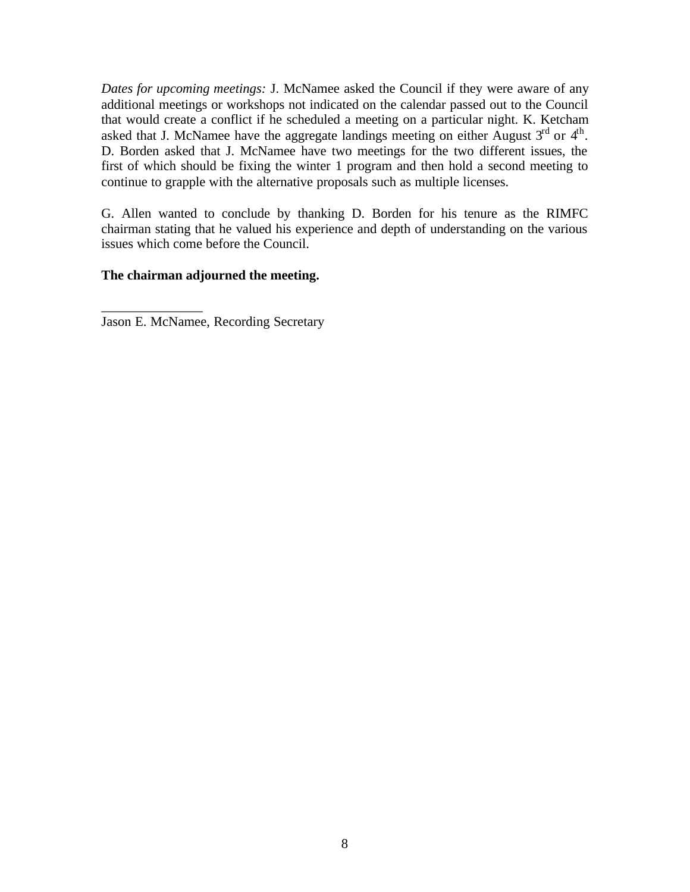*Dates for upcoming meetings:* J. McNamee asked the Council if they were aware of any additional meetings or workshops not indicated on the calendar passed out to the Council that would create a conflict if he scheduled a meeting on a particular night. K. Ketcham asked that J. McNamee have the aggregate landings meeting on either August 3rd or 4th. D. Borden asked that J. McNamee have two meetings for the two different issues, the first of which should be fixing the winter 1 program and then hold a second meeting to continue to grapple with the alternative proposals such as multiple licenses.

G. Allen wanted to conclude by thanking D. Borden for his tenure as the RIMFC chairman stating that he valued his experience and depth of understanding on the various issues which come before the Council.

**The chairman adjourned the meeting.**

_______________
Jason E. McNamee, Recording Secretary